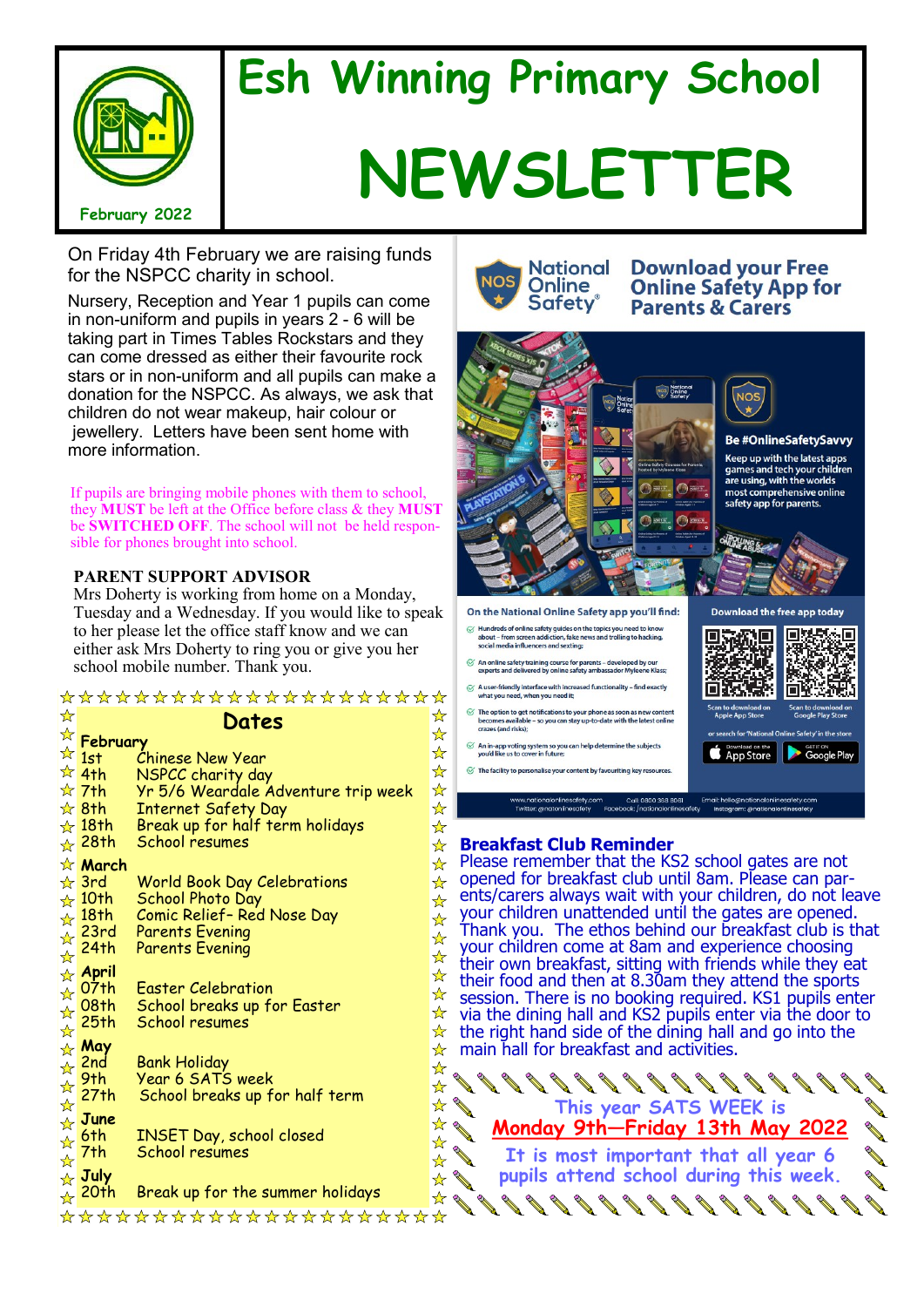# Esh Winning Primary School

# NEWSLETTER

February 2022

On Friday 4th February we are raising funds for the NSPCC charity in school.

Nursery, Reception and Year 1 pupils can come in non-uniform and pupils in years 2 - 6 will be taking part in Times Tables Rockstars and they can come dressed as either their favourite rock stars or in non-uniform and all pupils can make a donation for the NSPCC. As always, we ask that children do not wear makeup, hair colour or jewellery. Letters have been sent home with more information.

If pupils are bringing mobile phones with them to school, they **MUST** be left at the Office before class & they **MUST** be **SWITCHED OFF**. The school will not be held responsible for phones brought into school.

**PARENT SUPPORT ADVISOR**

Mrs Doherty is working from home on a Monday, Tuesday and a Wednesday. If you would like to speak to her please let the office staff know and we can either ask Mrs Doherty to ring you or give you her school mobile number. Thank you.

## Dates

**February**

| | |
|---|---|
| 1st | Chinese New Year |
| 4th | NSPCC charity day |
| 7th | Yr 5/6 Weardale Adventure trip week |
| 8th | Internet Safety Day |
| 18th | Break up for half term holidays |
| 28th | School resumes |

**March**

| | |
|---|---|
| 3rd | World Book Day Celebrations |
| 10th | School Photo Day |
| 18th | Comic Relief- Red Nose Day |
| 23rd | Parents Evening |
| 24th | Parents Evening |

**April**

| | |
|---|---|
| 07th | Easter Celebration |
| 08th | School breaks up for Easter |
| 25th | School resumes |

**May**

| | |
|---|---|
| 2nd | Bank Holiday |
| 9th | Year 6 SATS week |
| 27th | School breaks up for half term |

**June**

| | |
|---|---|
| 6th | INSET Day, school closed |
| 7th | School resumes |

**July**

| | |
|---|---|
| 20th | Break up for the summer holidays |

## National Online Safety — Download your Free Online Safety App for Parents & Carers

**Be #OnlineSafetySavvy**

Keep up with the latest apps games and tech your children are using, with the worlds most comprehensive online safety app for parents.

**On the National Online Safety app you'll find:**

- Hundreds of online safety guides on the topics you need to know about – from screen addiction, fake news and trolling to hacking, social media influencers and sexting;
- An online safety training course for parents – developed by our experts and delivered by online safety ambassador Myleene Klass;
- A user-friendly interface with increased functionality – find exactly what you need, when you need it;
- The option to get notifications to your phone as soon as new content becomes available – so you can stay up-to-date with the latest online crazes (and risks);
- An in-app voting system so you can help determine the subjects you'd like us to cover in future;
- The facility to personalise your content by favouriting key resources.

**Download the free app today**

Scan to download on Apple App Store | Scan to download on Google Play Store

or search for 'National Online Safety' in the store

www.nationalonlinesafety.com Twitter: @nationalonlinesafety Call: 0800 368 8061 Facebook: /nationalonlinesafety Email: hello@nationalonlinesafety.com Instagram: @nationalonlinesafety

## Breakfast Club Reminder

Please remember that the KS2 school gates are not opened for breakfast club until 8am. Please can parents/carers always wait with your children, do not leave your children unattended until the gates are opened. Thank you. The ethos behind our breakfast club is that your children come at 8am and experience choosing their own breakfast, sitting with friends while they eat their food and then at 8.30am they attend the sports session. There is no booking required. KS1 pupils enter via the dining hall and KS2 pupils enter via the door to the right hand side of the dining hall and go into the main hall for breakfast and activities.

This year SATS WEEK is

**Monday 9th—Friday 13th May 2022**

It is most important that all year 6 pupils attend school during this week.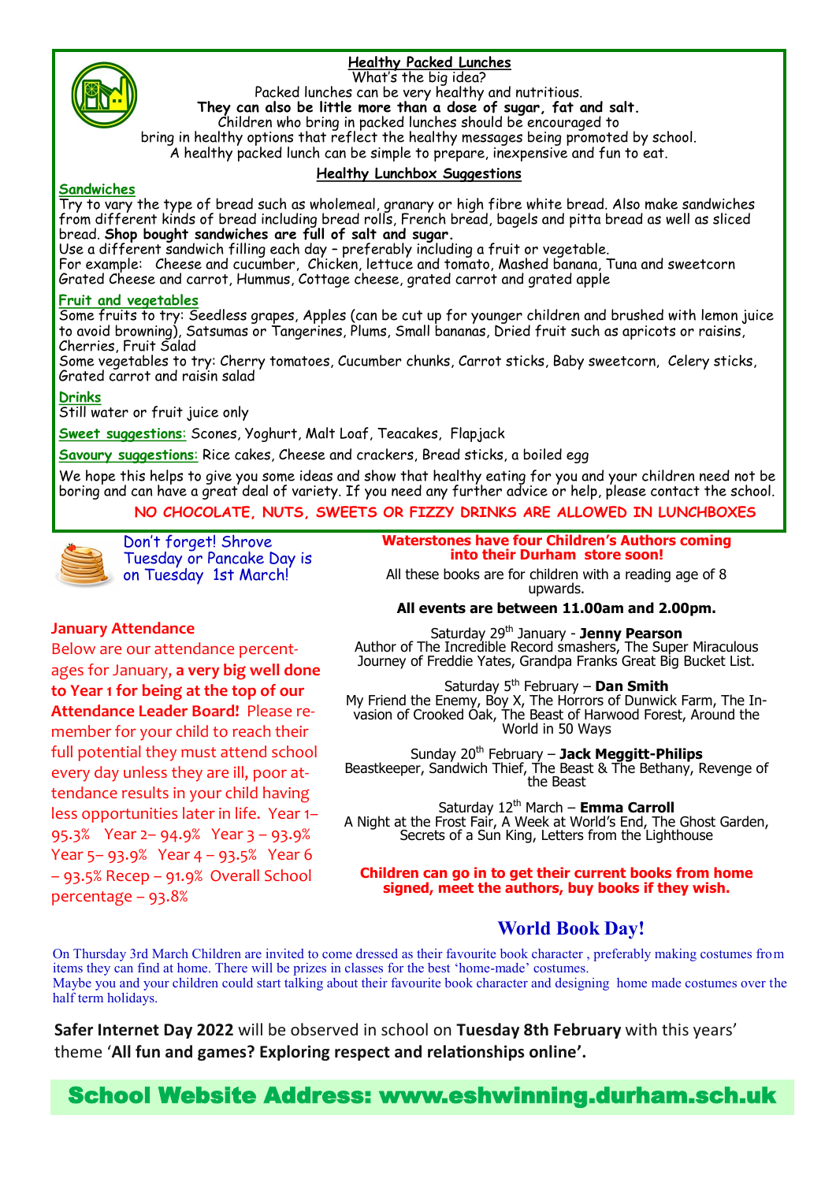## Healthy Packed Lunches

What's the big idea?

Packed lunches can be very healthy and nutritious.

**They can also be little more than a dose of sugar, fat and salt.**

Children who bring in packed lunches should be encouraged to bring in healthy options that reflect the healthy messages being promoted by school.

A healthy packed lunch can be simple to prepare, inexpensive and fun to eat.

### Healthy Lunchbox Suggestions

**Sandwiches**

Try to vary the type of bread such as wholemeal, granary or high fibre white bread. Also make sandwiches from different kinds of bread including bread rolls, French bread, bagels and pitta bread as well as sliced bread. **Shop bought sandwiches are full of salt and sugar.**

Use a different sandwich filling each day – preferably including a fruit or vegetable.

For example: Cheese and cucumber, Chicken, lettuce and tomato, Mashed banana, Tuna and sweetcorn Grated Cheese and carrot, Hummus, Cottage cheese, grated carrot and grated apple

**Fruit and vegetables**

Some fruits to try: Seedless grapes, Apples (can be cut up for younger children and brushed with lemon juice to avoid browning), Satsumas or Tangerines, Plums, Small bananas, Dried fruit such as apricots or raisins, Cherries, Fruit Salad

Some vegetables to try: Cherry tomatoes, Cucumber chunks, Carrot sticks, Baby sweetcorn, Celery sticks, Grated carrot and raisin salad

**Drinks**

Still water or fruit juice only

**Sweet suggestions:** Scones, Yoghurt, Malt Loaf, Teacakes, Flapjack

**Savoury suggestions:** Rice cakes, Cheese and crackers, Bread sticks, a boiled egg

We hope this helps to give you some ideas and show that healthy eating for you and your children need not be boring and can have a great deal of variety. If you need any further advice or help, please contact the school.

**NO CHOCOLATE, NUTS, SWEETS OR FIZZY DRINKS ARE ALLOWED IN LUNCHBOXES**

Don't forget! Shrove Tuesday or Pancake Day is on Tuesday 1st March!

### January Attendance

Below are our attendance percentages for January, **a very big well done to Year 1 for being at the top of our Attendance Leader Board!** Please remember for your child to reach their full potential they must attend school every day unless they are ill, poor attendance results in your child having less opportunities later in life. Year 1– 95.3% Year 2– 94.9% Year 3 – 93.9% Year 5– 93.9% Year 4 – 93.5% Year 6 – 93.5% Recep – 91.9% Overall School percentage – 93.8%

### Waterstones have four Children's Authors coming into their Durham store soon!

All these books are for children with a reading age of 8 upwards.

**All events are between 11.00am and 2.00pm.**

Saturday 29th January - **Jenny Pearson**
Author of The Incredible Record smashers, The Super Miraculous Journey of Freddie Yates, Grandpa Franks Great Big Bucket List.

Saturday 5th February – **Dan Smith**
My Friend the Enemy, Boy X, The Horrors of Dunwick Farm, The Invasion of Crooked Oak, The Beast of Harwood Forest, Around the World in 50 Ways

Sunday 20th February – **Jack Meggitt-Philips**
Beastkeeper, Sandwich Thief, The Beast & The Bethany, Revenge of the Beast

Saturday 12th March – **Emma Carroll**
A Night at the Frost Fair, A Week at World's End, The Ghost Garden, Secrets of a Sun King, Letters from the Lighthouse

**Children can go in to get their current books from home signed, meet the authors, buy books if they wish.**

## World Book Day!

On Thursday 3rd March Children are invited to come dressed as their favourite book character , preferably making costumes from items they can find at home. There will be prizes in classes for the best 'home-made' costumes.
Maybe you and your children could start talking about their favourite book character and designing home made costumes over the half term holidays.

**Safer Internet Day 2022** will be observed in school on **Tuesday 8th February** with this years' theme '**All fun and games? Exploring respect and relationships online'.**

**School Website Address: www.eshwinning.durham.sch.uk**